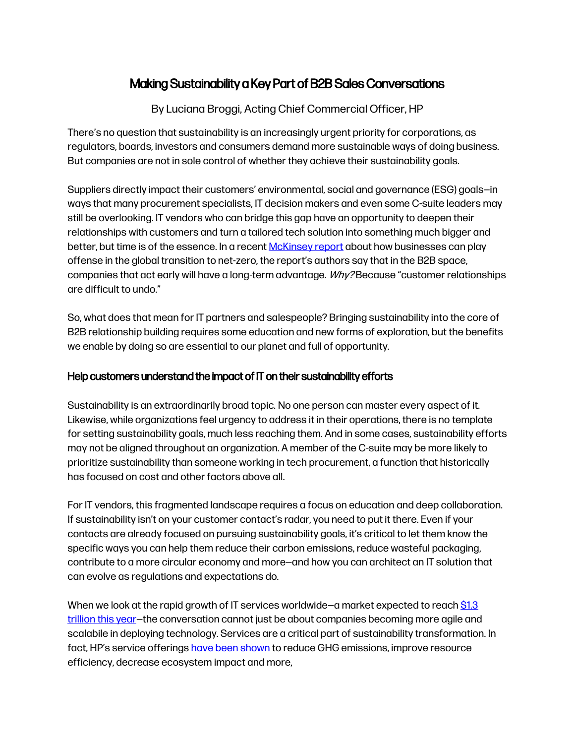# Making Sustainability a Key Part of B2B Sales Conversations

By Luciana Broggi, Acting Chief Commercial Officer, HP

There's no question that sustainability is an increasingly urgent priority for corporations, as regulators, boards, investors and consumers demand more sustainable ways of doing business. But companies are not in sole control of whether they achieve their sustainability goals.

Suppliers directly impact their customers' environmental, social and governance (ESG) goals—in ways that many procurement specialists, IT decision makers and even some C-suite leaders may still be overlooking. IT vendors who can bridge this gap have an opportunity to deepen their relationships with customers and turn a tailored tech solution into something much bigger and better, but time is of the essence. In a recent McKinsey report about how businesses can play offense in the global transition to net-zero, the report's authors say that in the B2B space, companies that act early will have a long-term advantage. *Why?* Because "customer relationships are difficult to undo."

So, what does that mean for IT partners and salespeople? Bringing sustainability into the core of B2B relationship building requires some education and new forms of exploration, but the benefits we enable by doing so are essential to our planet and full of opportunity.

## Help customers understand the impact of IT on their sustainability efforts

Sustainability is an extraordinarily broad topic. No one person can master every aspect of it. Likewise, while organizations feel urgency to address it in their operations, there is no template for setting sustainability goals, much less reaching them. And in some cases, sustainability efforts may not be aligned throughout an organization. A member of the C-suite may be more likely to prioritize sustainability than someone working in tech procurement, a function that historically has focused on cost and other factors above all.

For IT vendors, this fragmented landscape requires a focus on education and deep collaboration. If sustainability isn't on your customer contact's radar, you need to put it there. Even if your contacts are already focused on pursuing sustainability goals, it's critical to let them know the specific ways you can help them reduce their carbon emissions, reduce wasteful packaging, contribute to a more circular economy and more—and how you can architect an IT solution that can evolve as regulations and expectations do.

When we look at the rapid growth of IT services worldwide—a market expected to reach $1.3 trillion this year—the conversation cannot just be about companies becoming more agile and scalabile in deploying technology. Services are a critical part of sustainability transformation. In fact, HP's service offerings have been shown to reduce GHG emissions, improve resource efficiency, decrease ecosystem impact and more,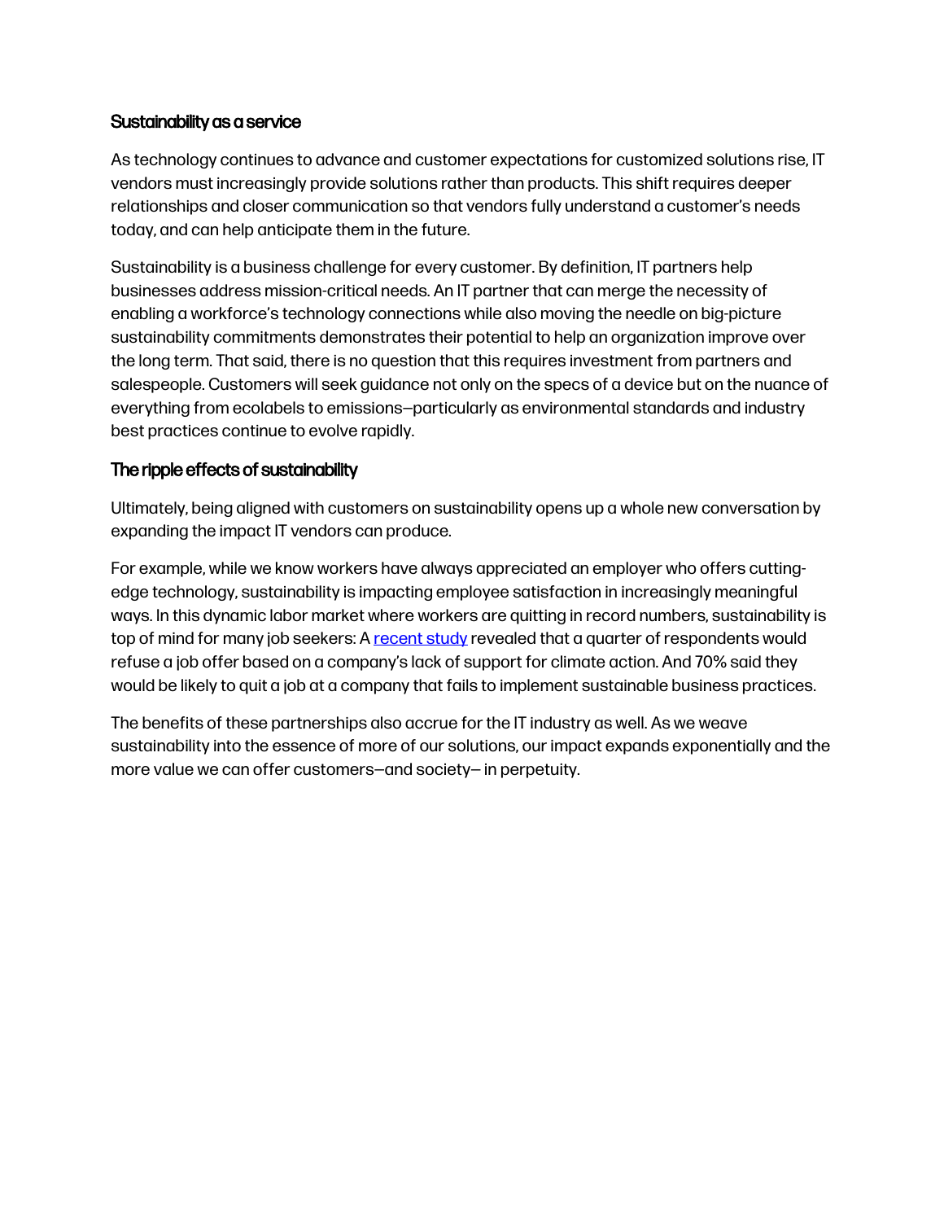## Sustainability as a service

As technology continues to advance and customer expectations for customized solutions rise, IT vendors must increasingly provide solutions rather than products. This shift requires deeper relationships and closer communication so that vendors fully understand a customer's needs today, and can help anticipate them in the future.

Sustainability is a business challenge for every customer. By definition, IT partners help businesses address mission-critical needs. An IT partner that can merge the necessity of enabling a workforce's technology connections while also moving the needle on big-picture sustainability commitments demonstrates their potential to help an organization improve over the long term. That said, there is no question that this requires investment from partners and salespeople. Customers will seek guidance not only on the specs of a device but on the nuance of everything from ecolabels to emissions—particularly as environmental standards and industry best practices continue to evolve rapidly.

## The ripple effects of sustainability

Ultimately, being aligned with customers on sustainability opens up a whole new conversation by expanding the impact IT vendors can produce.

For example, while we know workers have always appreciated an employer who offers cutting-edge technology, sustainability is impacting employee satisfaction in increasingly meaningful ways. In this dynamic labor market where workers are quitting in record numbers, sustainability is top of mind for many job seekers: A recent study revealed that a quarter of respondents would refuse a job offer based on a company's lack of support for climate action. And 70% said they would be likely to quit a job at a company that fails to implement sustainable business practices.

The benefits of these partnerships also accrue for the IT industry as well. As we weave sustainability into the essence of more of our solutions, our impact expands exponentially and the more value we can offer customers—and society— in perpetuity.